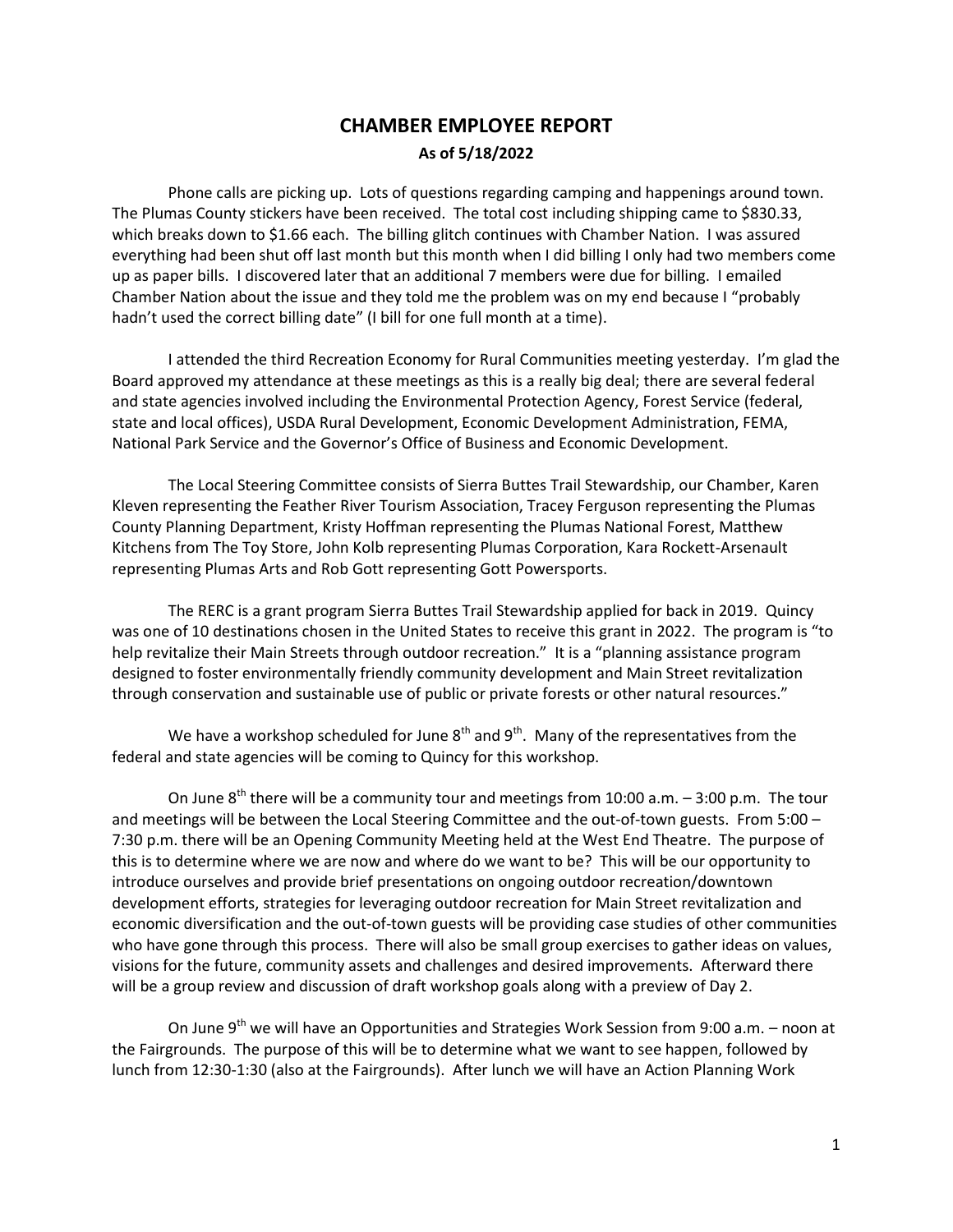# CHAMBER EMPLOYEE REPORT

**As of 5/18/2022**

Phone calls are picking up. Lots of questions regarding camping and happenings around town. The Plumas County stickers have been received. The total cost including shipping came to $830.33, which breaks down to $1.66 each. The billing glitch continues with Chamber Nation. I was assured everything had been shut off last month but this month when I did billing I only had two members come up as paper bills. I discovered later that an additional 7 members were due for billing. I emailed Chamber Nation about the issue and they told me the problem was on my end because I "probably hadn't used the correct billing date" (I bill for one full month at a time).

I attended the third Recreation Economy for Rural Communities meeting yesterday. I'm glad the Board approved my attendance at these meetings as this is a really big deal; there are several federal and state agencies involved including the Environmental Protection Agency, Forest Service (federal, state and local offices), USDA Rural Development, Economic Development Administration, FEMA, National Park Service and the Governor's Office of Business and Economic Development.

The Local Steering Committee consists of Sierra Buttes Trail Stewardship, our Chamber, Karen Kleven representing the Feather River Tourism Association, Tracey Ferguson representing the Plumas County Planning Department, Kristy Hoffman representing the Plumas National Forest, Matthew Kitchens from The Toy Store, John Kolb representing Plumas Corporation, Kara Rockett-Arsenault representing Plumas Arts and Rob Gott representing Gott Powersports.

The RERC is a grant program Sierra Buttes Trail Stewardship applied for back in 2019. Quincy was one of 10 destinations chosen in the United States to receive this grant in 2022. The program is "to help revitalize their Main Streets through outdoor recreation." It is a "planning assistance program designed to foster environmentally friendly community development and Main Street revitalization through conservation and sustainable use of public or private forests or other natural resources."

We have a workshop scheduled for June 8th and 9th. Many of the representatives from the federal and state agencies will be coming to Quincy for this workshop.

On June 8th there will be a community tour and meetings from 10:00 a.m. – 3:00 p.m. The tour and meetings will be between the Local Steering Committee and the out-of-town guests. From 5:00 – 7:30 p.m. there will be an Opening Community Meeting held at the West End Theatre. The purpose of this is to determine where we are now and where do we want to be? This will be our opportunity to introduce ourselves and provide brief presentations on ongoing outdoor recreation/downtown development efforts, strategies for leveraging outdoor recreation for Main Street revitalization and economic diversification and the out-of-town guests will be providing case studies of other communities who have gone through this process. There will also be small group exercises to gather ideas on values, visions for the future, community assets and challenges and desired improvements. Afterward there will be a group review and discussion of draft workshop goals along with a preview of Day 2.

On June 9th we will have an Opportunities and Strategies Work Session from 9:00 a.m. – noon at the Fairgrounds. The purpose of this will be to determine what we want to see happen, followed by lunch from 12:30-1:30 (also at the Fairgrounds). After lunch we will have an Action Planning Work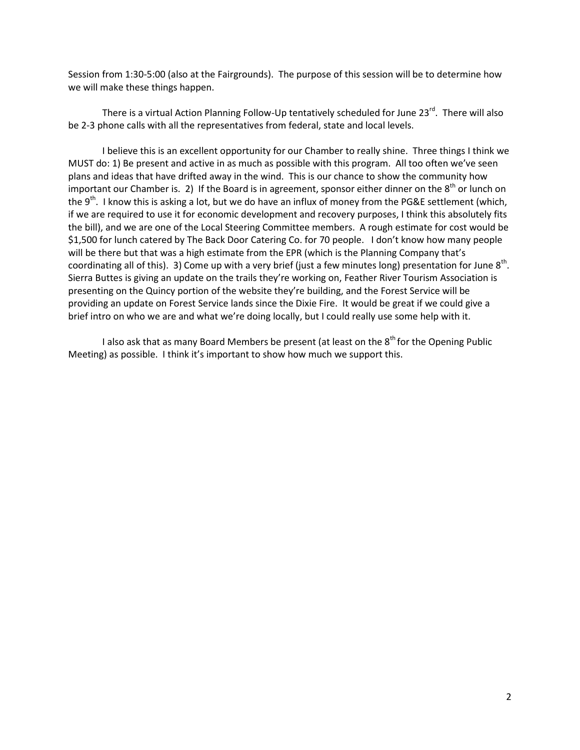Session from 1:30-5:00 (also at the Fairgrounds). The purpose of this session will be to determine how we will make these things happen.

There is a virtual Action Planning Follow-Up tentatively scheduled for June 23rd. There will also be 2-3 phone calls with all the representatives from federal, state and local levels.

I believe this is an excellent opportunity for our Chamber to really shine. Three things I think we MUST do: 1) Be present and active in as much as possible with this program. All too often we've seen plans and ideas that have drifted away in the wind. This is our chance to show the community how important our Chamber is. 2) If the Board is in agreement, sponsor either dinner on the 8th or lunch on the 9th. I know this is asking a lot, but we do have an influx of money from the PG&E settlement (which, if we are required to use it for economic development and recovery purposes, I think this absolutely fits the bill), and we are one of the Local Steering Committee members. A rough estimate for cost would be $1,500 for lunch catered by The Back Door Catering Co. for 70 people. I don't know how many people will be there but that was a high estimate from the EPR (which is the Planning Company that's coordinating all of this). 3) Come up with a very brief (just a few minutes long) presentation for June 8th. Sierra Buttes is giving an update on the trails they're working on, Feather River Tourism Association is presenting on the Quincy portion of the website they're building, and the Forest Service will be providing an update on Forest Service lands since the Dixie Fire. It would be great if we could give a brief intro on who we are and what we're doing locally, but I could really use some help with it.

I also ask that as many Board Members be present (at least on the 8th for the Opening Public Meeting) as possible. I think it's important to show how much we support this.